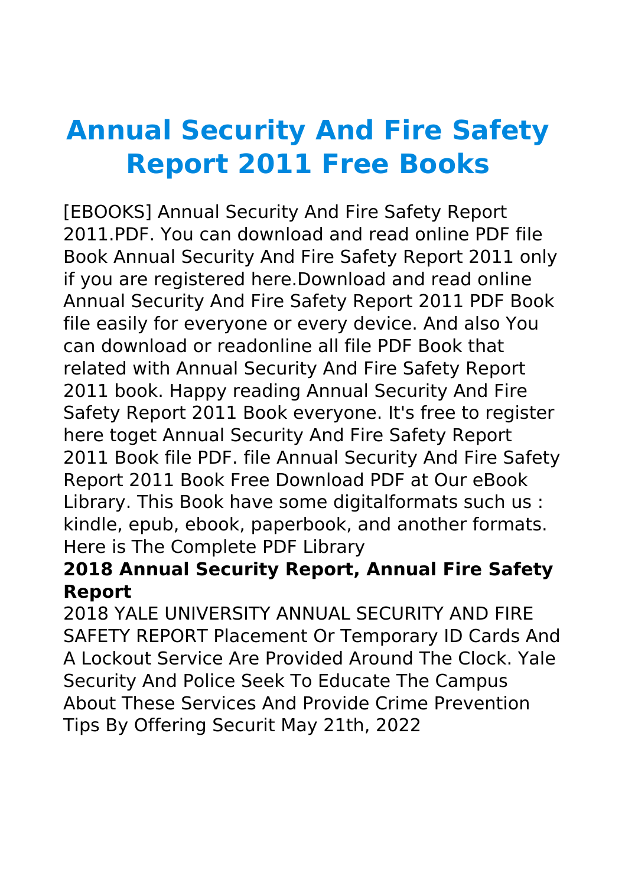# Annual Security And Fire Safety Report 2011 Free Books

[EBOOKS] Annual Security And Fire Safety Report 2011.PDF. You can download and read online PDF file Book Annual Security And Fire Safety Report 2011 only if you are registered here.Download and read online Annual Security And Fire Safety Report 2011 PDF Book file easily for everyone or every device. And also You can download or readonline all file PDF Book that related with Annual Security And Fire Safety Report 2011 book. Happy reading Annual Security And Fire Safety Report 2011 Book everyone. It's free to register here toget Annual Security And Fire Safety Report 2011 Book file PDF. file Annual Security And Fire Safety Report 2011 Book Free Download PDF at Our eBook Library. This Book have some digitalformats such us : kindle, epub, ebook, paperbook, and another formats. Here is The Complete PDF Library

**2018 Annual Security Report, Annual Fire Safety Report**

2018 YALE UNIVERSITY ANNUAL SECURITY AND FIRE SAFETY REPORT Placement Or Temporary ID Cards And A Lockout Service Are Provided Around The Clock. Yale Security And Police Seek To Educate The Campus About These Services And Provide Crime Prevention Tips By Offering Securit May 21th, 2022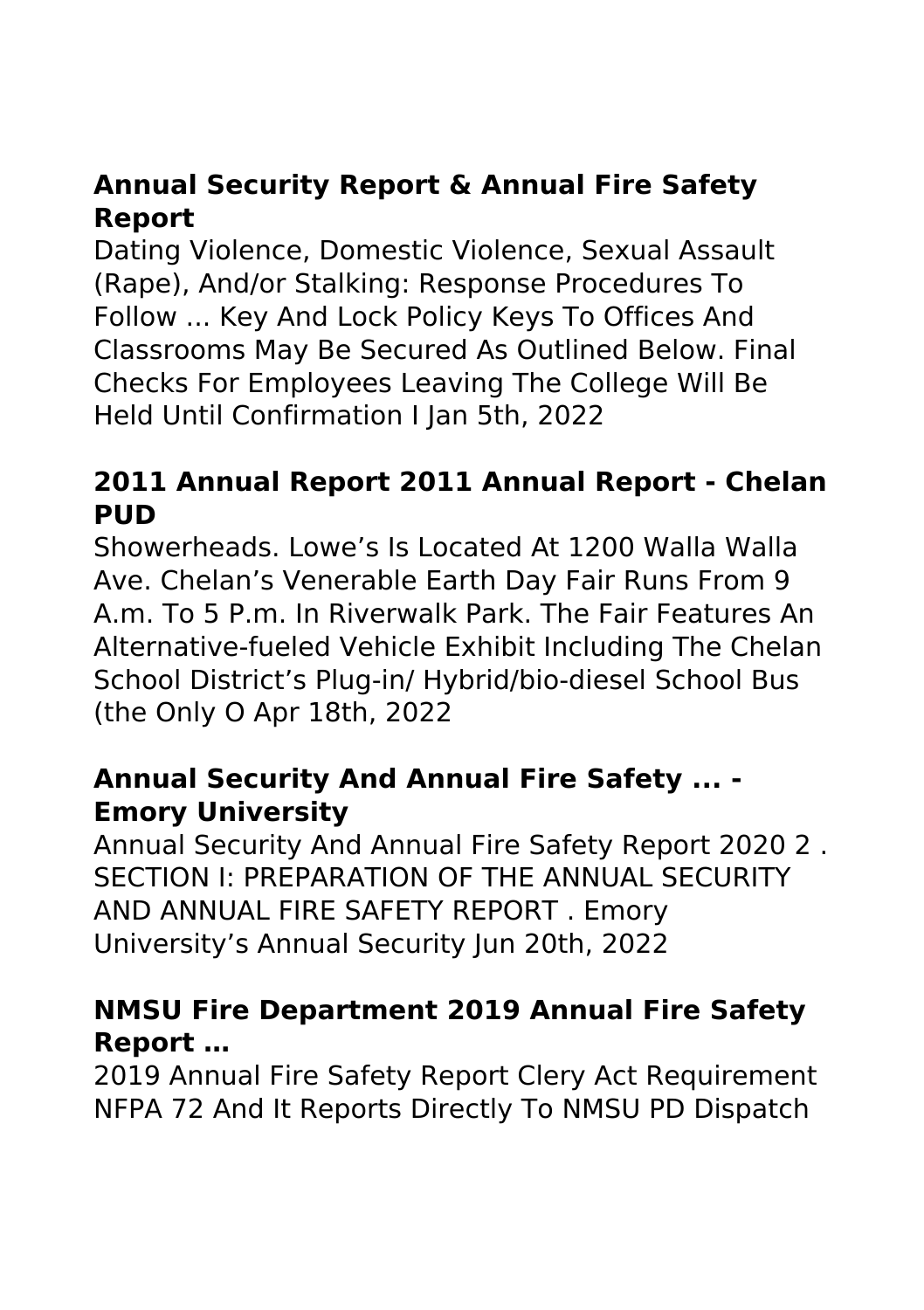### Annual Security Report & Annual Fire Safety Report

Dating Violence, Domestic Violence, Sexual Assault (Rape), And/or Stalking: Response Procedures To Follow ... Key And Lock Policy Keys To Offices And Classrooms May Be Secured As Outlined Below. Final Checks For Employees Leaving The College Will Be Held Until Confirmation I Jan 5th, 2022

### 2011 Annual Report 2011 Annual Report - Chelan PUD

Showerheads. Lowe's Is Located At 1200 Walla Walla Ave. Chelan's Venerable Earth Day Fair Runs From 9 A.m. To 5 P.m. In Riverwalk Park. The Fair Features An Alternative-fueled Vehicle Exhibit Including The Chelan School District's Plug-in/ Hybrid/bio-diesel School Bus (the Only O Apr 18th, 2022

### Annual Security And Annual Fire Safety ... - Emory University

Annual Security And Annual Fire Safety Report 2020 2 . SECTION I: PREPARATION OF THE ANNUAL SECURITY AND ANNUAL FIRE SAFETY REPORT . Emory University's Annual Security Jun 20th, 2022

### NMSU Fire Department 2019 Annual Fire Safety Report …

2019 Annual Fire Safety Report Clery Act Requirement NFPA 72 And It Reports Directly To NMSU PD Dispatch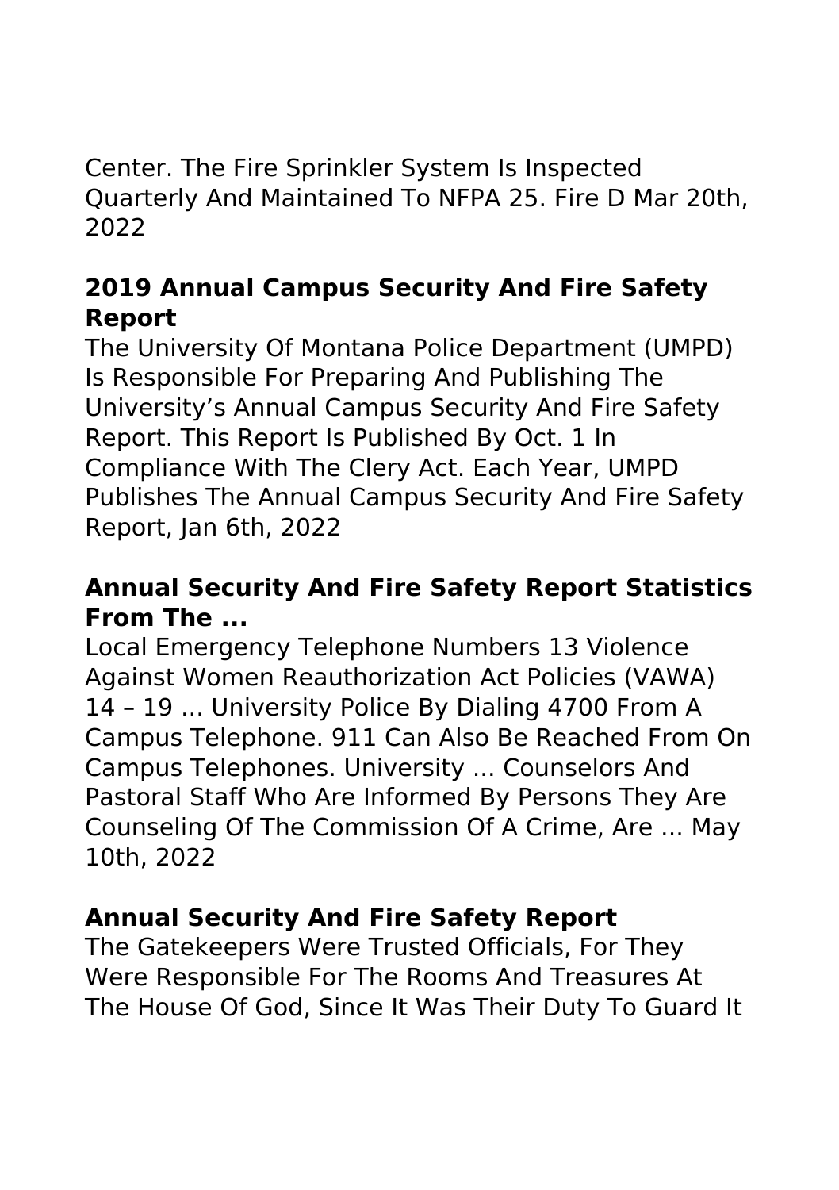Center. The Fire Sprinkler System Is Inspected Quarterly And Maintained To NFPA 25. Fire D Mar 20th, 2022

## 2019 Annual Campus Security And Fire Safety Report

The University Of Montana Police Department (UMPD) Is Responsible For Preparing And Publishing The University's Annual Campus Security And Fire Safety Report. This Report Is Published By Oct. 1 In Compliance With The Clery Act. Each Year, UMPD Publishes The Annual Campus Security And Fire Safety Report, Jan 6th, 2022

## Annual Security And Fire Safety Report Statistics From The ...

Local Emergency Telephone Numbers 13 Violence Against Women Reauthorization Act Policies (VAWA) 14 – 19 ... University Police By Dialing 4700 From A Campus Telephone. 911 Can Also Be Reached From On Campus Telephones. University ... Counselors And Pastoral Staff Who Are Informed By Persons They Are Counseling Of The Commission Of A Crime, Are ... May 10th, 2022

## Annual Security And Fire Safety Report

The Gatekeepers Were Trusted Officials, For They Were Responsible For The Rooms And Treasures At The House Of God, Since It Was Their Duty To Guard It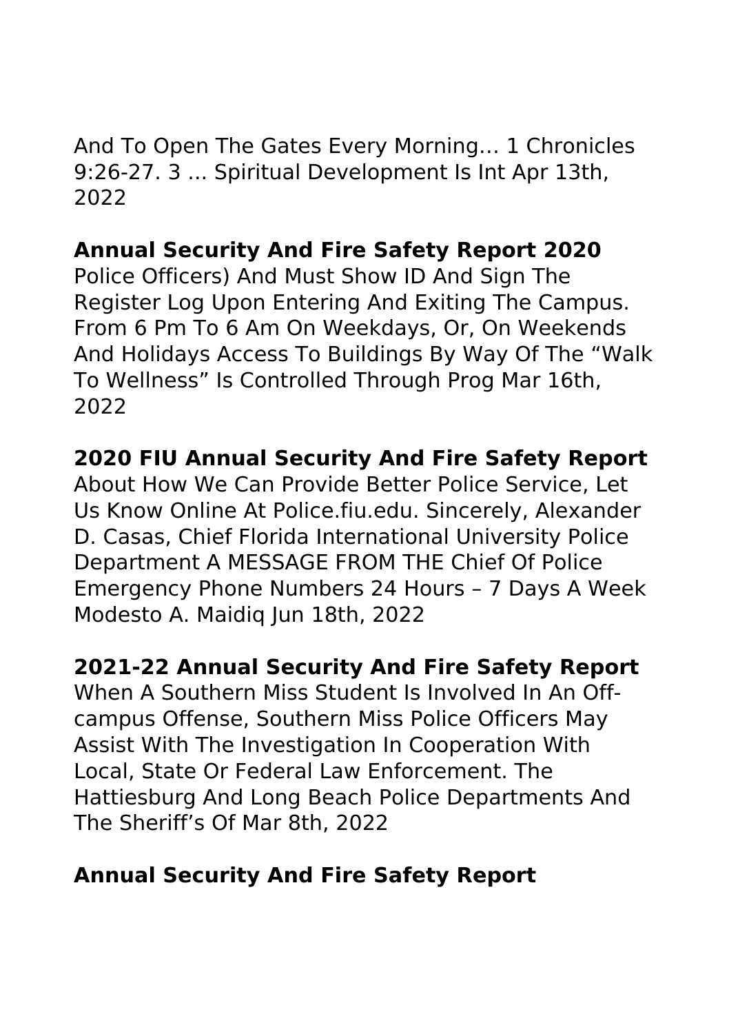And To Open The Gates Every Morning… 1 Chronicles 9:26-27. 3 ... Spiritual Development Is Int Apr 13th, 2022

## Annual Security And Fire Safety Report 2020

Police Officers) And Must Show ID And Sign The Register Log Upon Entering And Exiting The Campus. From 6 Pm To 6 Am On Weekdays, Or, On Weekends And Holidays Access To Buildings By Way Of The "Walk To Wellness" Is Controlled Through Prog Mar 16th, 2022

## 2020 FIU Annual Security And Fire Safety Report

About How We Can Provide Better Police Service, Let Us Know Online At Police.fiu.edu. Sincerely, Alexander D. Casas, Chief Florida International University Police Department A MESSAGE FROM THE Chief Of Police Emergency Phone Numbers 24 Hours – 7 Days A Week Modesto A. Maidiq Jun 18th, 2022

## 2021-22 Annual Security And Fire Safety Report

When A Southern Miss Student Is Involved In An Off-campus Offense, Southern Miss Police Officers May Assist With The Investigation In Cooperation With Local, State Or Federal Law Enforcement. The Hattiesburg And Long Beach Police Departments And The Sheriff's Of Mar 8th, 2022

## Annual Security And Fire Safety Report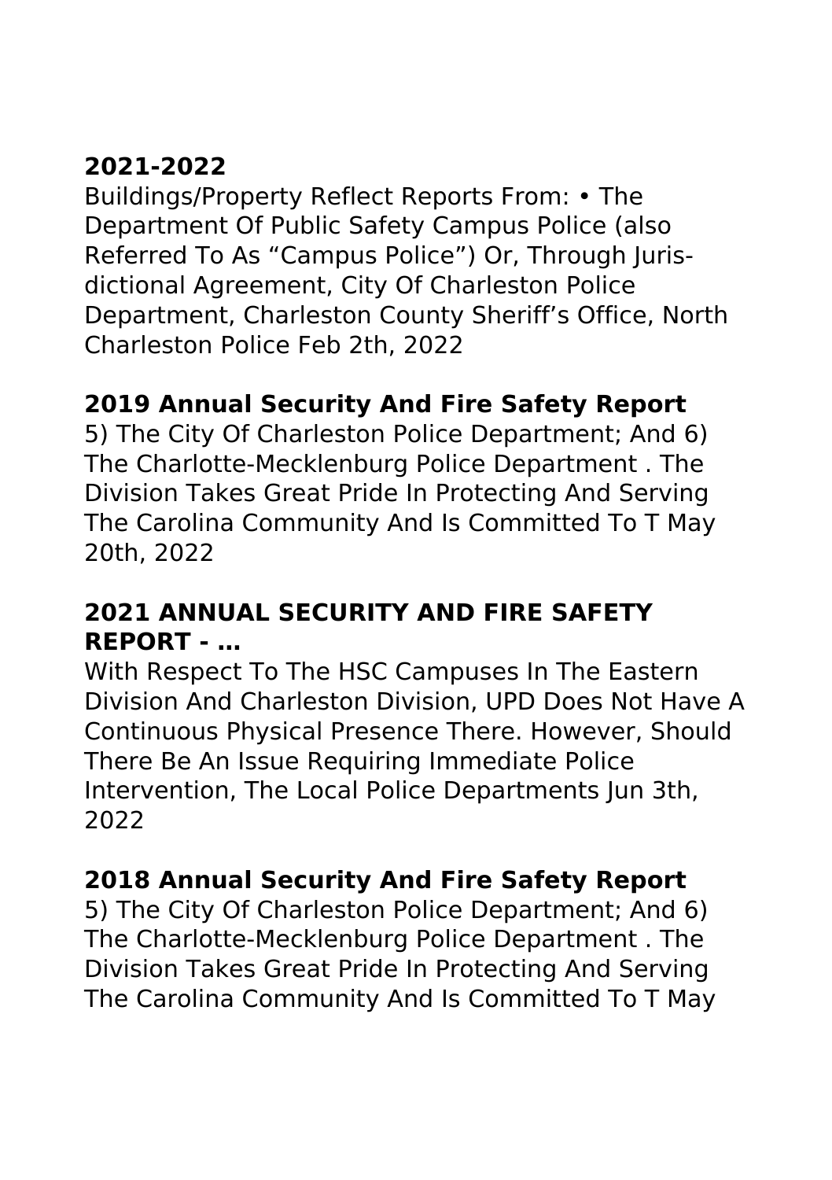## 2021-2022

Buildings/Property Reflect Reports From: • The Department Of Public Safety Campus Police (also Referred To As "Campus Police") Or, Through Juris-dictional Agreement, City Of Charleston Police Department, Charleston County Sheriff's Office, North Charleston Police Feb 2th, 2022

## 2019 Annual Security And Fire Safety Report

5) The City Of Charleston Police Department; And 6) The Charlotte-Mecklenburg Police Department . The Division Takes Great Pride In Protecting And Serving The Carolina Community And Is Committed To T May 20th, 2022

## 2021 ANNUAL SECURITY AND FIRE SAFETY REPORT - …

With Respect To The HSC Campuses In The Eastern Division And Charleston Division, UPD Does Not Have A Continuous Physical Presence There. However, Should There Be An Issue Requiring Immediate Police Intervention, The Local Police Departments Jun 3th, 2022

## 2018 Annual Security And Fire Safety Report

5) The City Of Charleston Police Department; And 6) The Charlotte-Mecklenburg Police Department . The Division Takes Great Pride In Protecting And Serving The Carolina Community And Is Committed To T May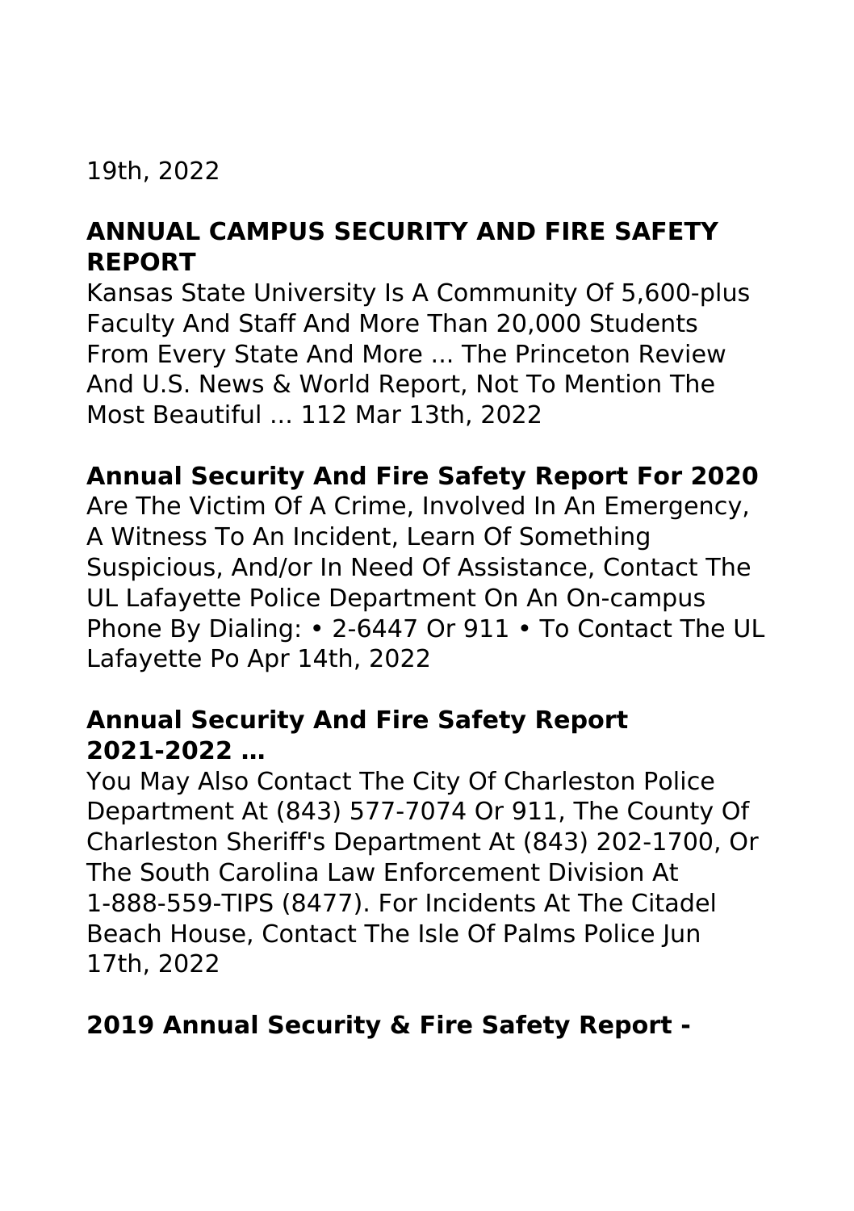19th, 2022

### ANNUAL CAMPUS SECURITY AND FIRE SAFETY REPORT

Kansas State University Is A Community Of 5,600-plus Faculty And Staff And More Than 20,000 Students From Every State And More ... The Princeton Review And U.S. News & World Report, Not To Mention The Most Beautiful ... 112 Mar 13th, 2022

### Annual Security And Fire Safety Report For 2020

Are The Victim Of A Crime, Involved In An Emergency, A Witness To An Incident, Learn Of Something Suspicious, And/or In Need Of Assistance, Contact The UL Lafayette Police Department On An On-campus Phone By Dialing: • 2-6447 Or 911 • To Contact The UL Lafayette Po Apr 14th, 2022

### Annual Security And Fire Safety Report 2021-2022 …

You May Also Contact The City Of Charleston Police Department At (843) 577-7074 Or 911, The County Of Charleston Sheriff's Department At (843) 202-1700, Or The South Carolina Law Enforcement Division At 1-888-559-TIPS (8477). For Incidents At The Citadel Beach House, Contact The Isle Of Palms Police Jun 17th, 2022

### 2019 Annual Security & Fire Safety Report -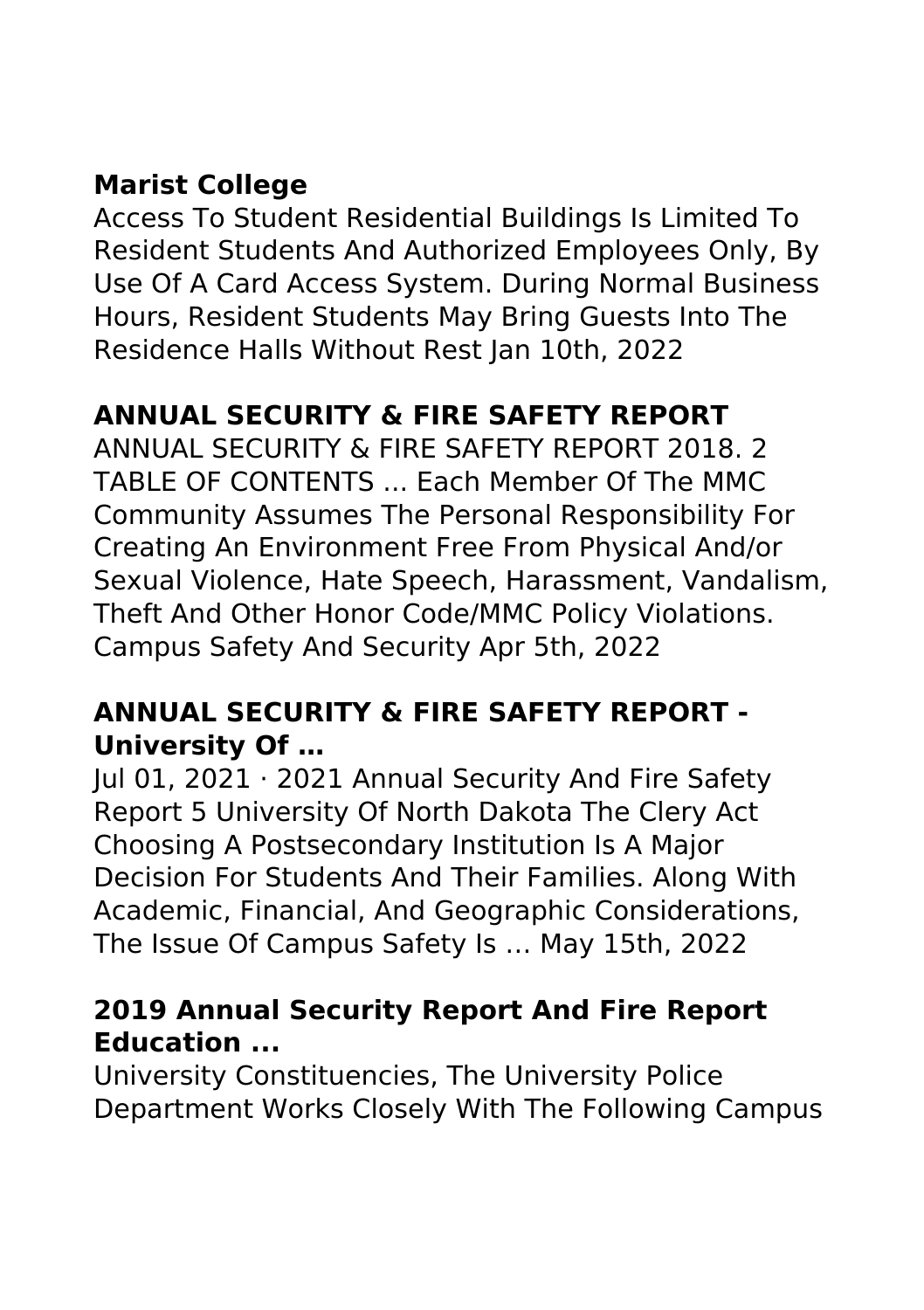## Marist College

Access To Student Residential Buildings Is Limited To Resident Students And Authorized Employees Only, By Use Of A Card Access System. During Normal Business Hours, Resident Students May Bring Guests Into The Residence Halls Without Rest Jan 10th, 2022

## ANNUAL SECURITY & FIRE SAFETY REPORT

ANNUAL SECURITY & FIRE SAFETY REPORT 2018. 2 TABLE OF CONTENTS ... Each Member Of The MMC Community Assumes The Personal Responsibility For Creating An Environment Free From Physical And/or Sexual Violence, Hate Speech, Harassment, Vandalism, Theft And Other Honor Code/MMC Policy Violations. Campus Safety And Security Apr 5th, 2022

## ANNUAL SECURITY & FIRE SAFETY REPORT - University Of …

Jul 01, 2021 · 2021 Annual Security And Fire Safety Report 5 University Of North Dakota The Clery Act Choosing A Postsecondary Institution Is A Major Decision For Students And Their Families. Along With Academic, Financial, And Geographic Considerations, The Issue Of Campus Safety Is … May 15th, 2022

## 2019 Annual Security Report And Fire Report Education ...

University Constituencies, The University Police Department Works Closely With The Following Campus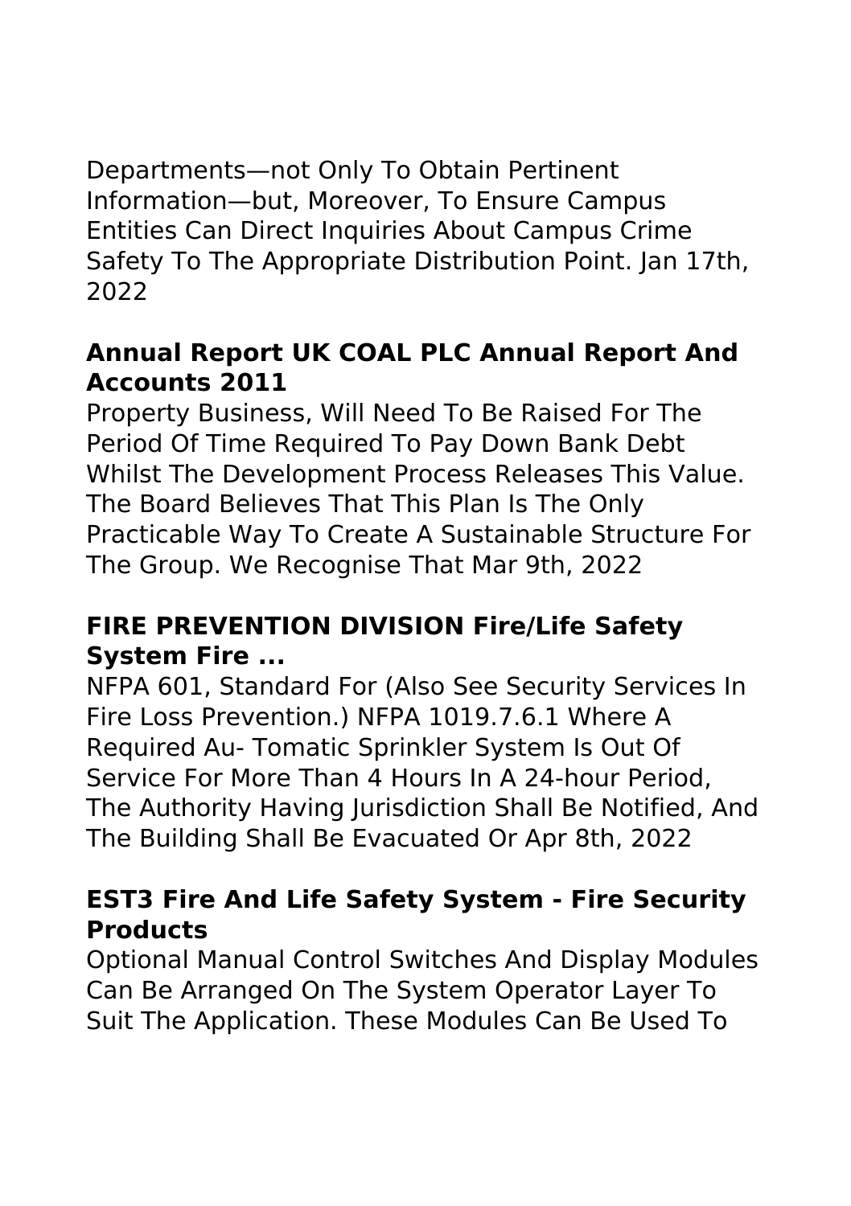Departments—not Only To Obtain Pertinent Information—but, Moreover, To Ensure Campus Entities Can Direct Inquiries About Campus Crime Safety To The Appropriate Distribution Point. Jan 17th, 2022

## Annual Report UK COAL PLC Annual Report And Accounts 2011

Property Business, Will Need To Be Raised For The Period Of Time Required To Pay Down Bank Debt Whilst The Development Process Releases This Value. The Board Believes That This Plan Is The Only Practicable Way To Create A Sustainable Structure For The Group. We Recognise That Mar 9th, 2022

## FIRE PREVENTION DIVISION Fire/Life Safety System Fire ...

NFPA 601, Standard For (Also See Security Services In Fire Loss Prevention.) NFPA 1019.7.6.1 Where A Required Au- Tomatic Sprinkler System Is Out Of Service For More Than 4 Hours In A 24-hour Period, The Authority Having Jurisdiction Shall Be Notified, And The Building Shall Be Evacuated Or Apr 8th, 2022

## EST3 Fire And Life Safety System - Fire Security Products

Optional Manual Control Switches And Display Modules Can Be Arranged On The System Operator Layer To Suit The Application. These Modules Can Be Used To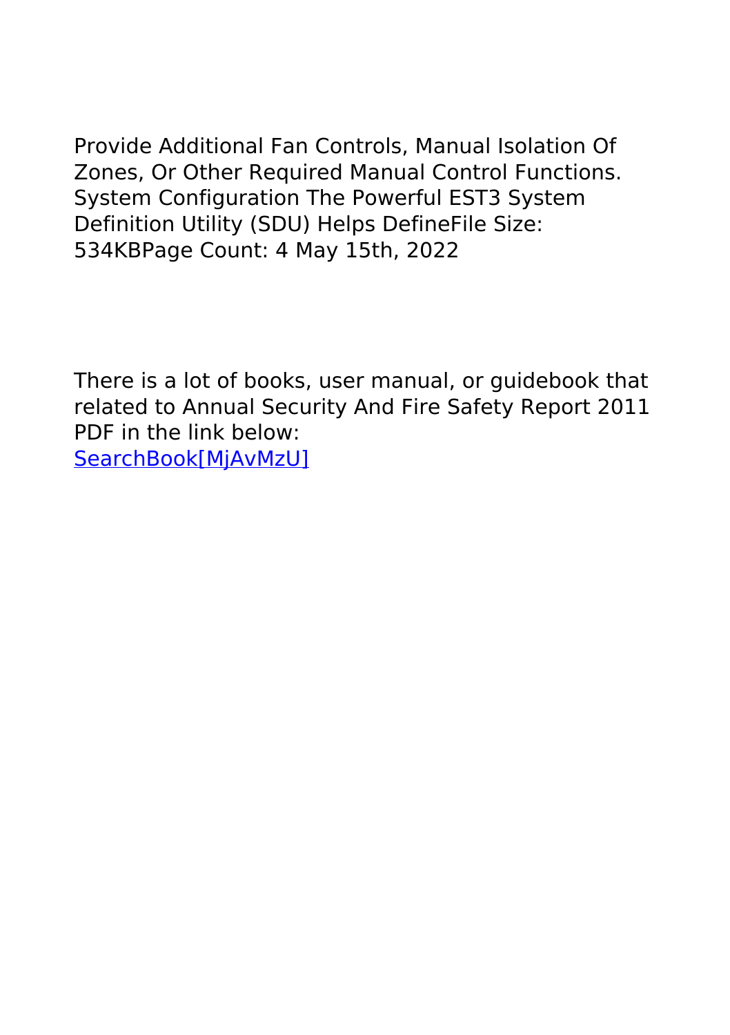Provide Additional Fan Controls, Manual Isolation Of Zones, Or Other Required Manual Control Functions. System Configuration The Powerful EST3 System Definition Utility (SDU) Helps DefineFile Size: 534KBPage Count: 4 May 15th, 2022

There is a lot of books, user manual, or guidebook that related to Annual Security And Fire Safety Report 2011 PDF in the link below:
[SearchBook[MjAvMzU]]